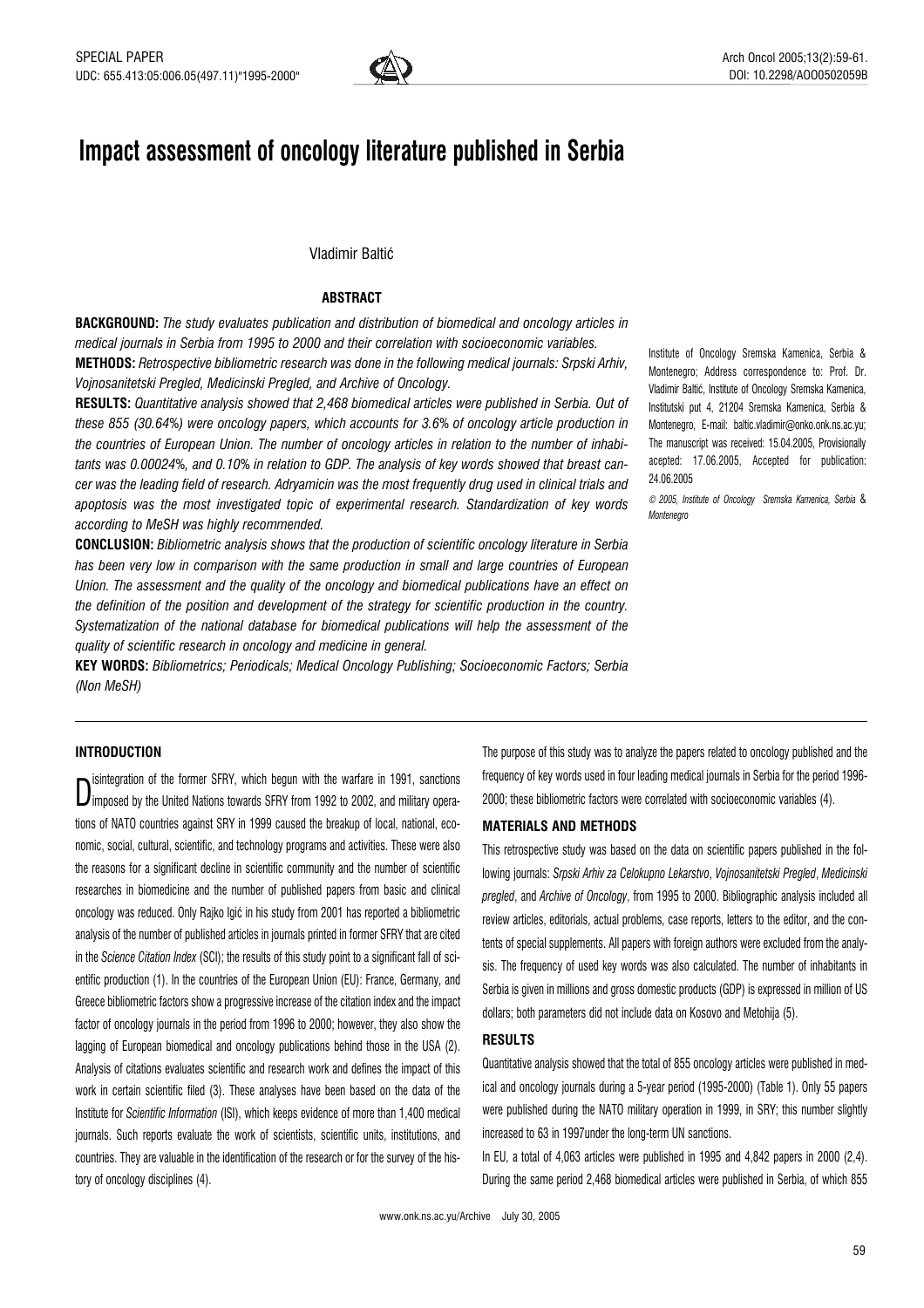SPECIAL PAPER
UDC: 655.413:05:006.05(497.11)"1995-2000"

DOI: 10.2298/AOO0502059B

# Impact assessment of oncology literature published in Serbia

Vladimir Baltić

## ABSTRACT

**BACKGROUND:** *The study evaluates publication and distribution of biomedical and oncology articles in medical journals in Serbia from 1995 to 2000 and their correlation with socioeconomic variables.*

**METHODS:** *Retrospective bibliometric research was done in the following medical journals: Srpski Arhiv, Vojnosanitetski Pregled, Medicinski Pregled, and Archive of Oncology.*

**RESULTS:** *Quantitative analysis showed that 2,468 biomedical articles were published in Serbia. Out of these 855 (30.64%) were oncology papers, which accounts for 3.6% of oncology article production in the countries of European Union. The number of oncology articles in relation to the number of inhabitants was 0.00024%, and 0.10% in relation to GDP. The analysis of key words showed that breast cancer was the leading field of research. Adryamicin was the most frequently drug used in clinical trials and apoptosis was the most investigated topic of experimental research. Standardization of key words according to MeSH was highly recommended.*

**CONCLUSION:** *Bibliometric analysis shows that the production of scientific oncology literature in Serbia has been very low in comparison with the same production in small and large countries of European Union. The assessment and the quality of the oncology and biomedical publications have an effect on the definition of the position and development of the strategy for scientific production in the country. Systematization of the national database for biomedical publications will help the assessment of the quality of scientific research in oncology and medicine in general.*

**KEY WORDS:** *Bibliometrics; Periodicals; Medical Oncology Publishing; Socioeconomic Factors; Serbia (Non MeSH)*

Institute of Oncology Sremska Kamenica, Serbia & Montenegro; Address correspondence to: Prof. Dr. Vladimir Baltić, Institute of Oncology Sremska Kamenica, Institutski put 4, 21204 Sremska Kamenica, Serbia & Montenegro, E-mail: baltic.vladimir@onko.onk.ns.ac.yu; The manuscript was received: 15.04.2005, Provisionally acepted: 17.06.2005, Accepted for publication: 24.06.2005

*© 2005, Institute of Oncology Sremska Kamenica, Serbia & Montenegro*

## INTRODUCTION

Disintegration of the former SFRY, which begun with the warfare in 1991, sanctions imposed by the United Nations towards SFRY from 1992 to 2002, and military operations of NATO countries against SRY in 1999 caused the breakup of local, national, economic, social, cultural, scientific, and technology programs and activities. These were also the reasons for a significant decline in scientific community and the number of scientific researches in biomedicine and the number of published papers from basic and clinical oncology was reduced. Only Rajko Igić in his study from 2001 has reported a bibliometric analysis of the number of published articles in journals printed in former SFRY that are cited in the *Science Citation Index* (SCI); the results of this study point to a significant fall of scientific production (1). In the countries of the European Union (EU): France, Germany, and Greece bibliometric factors show a progressive increase of the citation index and the impact factor of oncology journals in the period from 1996 to 2000; however, they also show the lagging of European biomedical and oncology publications behind those in the USA (2). Analysis of citations evaluates scientific and research work and defines the impact of this work in certain scientific filed (3). These analyses have been based on the data of the Institute for *Scientific Information* (ISI), which keeps evidence of more than 1,400 medical journals. Such reports evaluate the work of scientists, scientific units, institutions, and countries. They are valuable in the identification of the research or for the survey of the history of oncology disciplines (4).

The purpose of this study was to analyze the papers related to oncology published and the frequency of key words used in four leading medical journals in Serbia for the period 1996-2000; these bibliometric factors were correlated with socioeconomic variables (4).

## MATERIALS AND METHODS

This retrospective study was based on the data on scientific papers published in the following journals: *Srpski Arhiv za Celokupno Lekarstvo*, *Vojnosanitetski Pregled*, *Medicinski pregled*, and *Archive of Oncology*, from 1995 to 2000. Bibliographic analysis included all review articles, editorials, actual problems, case reports, letters to the editor, and the contents of special supplements. All papers with foreign authors were excluded from the analysis. The frequency of used key words was also calculated. The number of inhabitants in Serbia is given in millions and gross domestic products (GDP) is expressed in million of US dollars; both parameters did not include data on Kosovo and Metohija (5).

## RESULTS

Quantitative analysis showed that the total of 855 oncology articles were published in medical and oncology journals during a 5-year period (1995-2000) (Table 1). Only 55 papers were published during the NATO military operation in 1999, in SRY; this number slightly increased to 63 in 1997under the long-term UN sanctions.

In EU, a total of 4,063 articles were published in 1995 and 4,842 papers in 2000 (2,4). During the same period 2,468 biomedical articles were published in Serbia, of which 855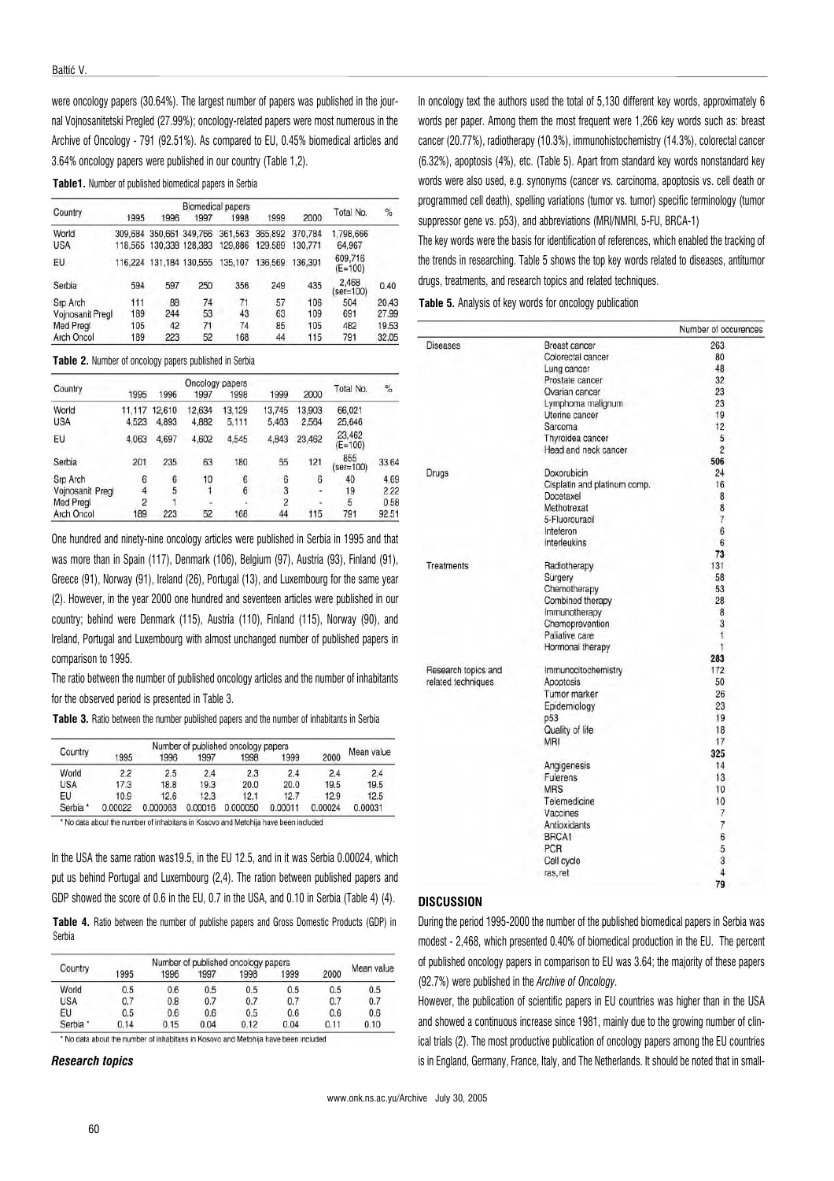were oncology papers (30.64%). The largest number of papers was published in the journal Vojnosanitetski Pregled (27.99%); oncology-related papers were most numerous in the Archive of Oncology - 791 (92.51%). As compared to EU, 0.45% biomedical articles and 3.64% oncology papers were published in our country (Table 1,2).

**Table1.** Number of published biomedical papers in Serbia

| Country | Biomedical papers | | | | | | Total No. | % |
|---|---|---|---|---|---|---|---|---|
| | 1995 | 1996 | 1997 | 1998 | 1999 | 2000 | | |
| World | 309,684 | 350,661 | 349,766 | 361,563 | 365,892 | 370,784 | 1,798,666 | |
| USA | 118,565 | 130,338 | 128,383 | 129,886 | 129,589 | 130,771 | 64,967 | |
| EU | 116,224 | 131,184 | 130,555 | 135,107 | 136,569 | 136,301 | 609,716 (E=100) | |
| Serbia | 594 | 597 | 250 | 356 | 249 | 435 | 2,468 (ser=100) | 0.40 |
| Srp Arch | 111 | 88 | 74 | 71 | 57 | 106 | 504 | 20.43 |
| Vojnosanit Pregl | 189 | 244 | 53 | 43 | 63 | 109 | 691 | 27.99 |
| Med Pregl | 105 | 42 | 71 | 74 | 85 | 105 | 482 | 19.53 |
| Arch Oncol | 189 | 223 | 52 | 168 | 44 | 115 | 791 | 32.05 |

**Table 2.** Number of oncology papers published in Serbia

| Country | Oncology papers | | | | | | Total No. | % |
|---|---|---|---|---|---|---|---|---|
| | 1995 | 1996 | 1997 | 1998 | 1999 | 2000 | | |
| World | 11,117 | 12,610 | 12,634 | 13,129 | 13,745 | 13,903 | 66,021 | |
| USA | 4,523 | 4,893 | 4,882 | 5,111 | 5,463 | 2,564 | 25,646 | |
| EU | 4,063 | 4,697 | 4,602 | 4,545 | 4,843 | 23,462 | 23,462 (E=100) | |
| Serbia | 201 | 235 | 63 | 180 | 55 | 121 | 855 (ser=100) | 33.64 |
| Srp Arch | 6 | 6 | 10 | 6 | 6 | 6 | 40 | 4.69 |
| Vojnosanit Pregl | 4 | 5 | 1 | 6 | 3 | - | 19 | 2.22 |
| Med Pregl | 2 | 1 | - | - | 2 | - | 5 | 0.58 |
| Arch Oncol | 189 | 223 | 52 | 168 | 44 | 115 | 791 | 92.51 |

One hundred and ninety-nine oncology articles were published in Serbia in 1995 and that was more than in Spain (117), Denmark (106), Belgium (97), Austria (93), Finland (91), Greece (91), Norway (91), Ireland (26), Portugal (13), and Luxembourg for the same year (2). However, in the year 2000 one hundred and seventeen articles were published in our country; behind were Denmark (115), Austria (110), Finland (115), Norway (90), and Ireland, Portugal and Luxembourg with almost unchanged number of published papers in comparison to 1995.

The ratio between the number of published oncology articles and the number of inhabitants for the observed period is presented in Table 3.

**Table 3.** Ratio between the number published papers and the number of inhabitants in Serbia

| Country | Number of published oncology papers | | | | | | Mean value |
|---|---|---|---|---|---|---|---|
| | 1995 | 1996 | 1997 | 1998 | 1999 | 2000 | |
| World | 2.2 | 2.5 | 2.4 | 2.3 | 2.4 | 2.4 | 2.4 |
| USA | 17.3 | 18.8 | 19.3 | 20.0 | 20.0 | 19.5 | 19.5 |
| EU | 10.9 | 12.6 | 12.3 | 12.1 | 12.7 | 12.9 | 12.5 |
| Serbia * | 0.00022 | 0.000063 | 0.00016 | 0.000050 | 0.00011 | 0.00024 | 0.00031 |

\* No data about the number of inhabitans in Kosovo and Metohija have been included

In the USA the same ration was19.5, in the EU 12.5, and in it was Serbia 0.00024, which put us behind Portugal and Luxembourg (2,4). The ration between published papers and GDP showed the score of 0.6 in the EU, 0.7 in the USA, and 0.10 in Serbia (Table 4) (4).

**Table 4.** Ratio between the number of publishe papers and Gross Domestic Products (GDP) in Serbia

| Country | Number of published oncology papers | | | | | | Mean value |
|---|---|---|---|---|---|---|---|
| | 1995 | 1996 | 1997 | 1998 | 1999 | 2000 | |
| World | 0.5 | 0.6 | 0.5 | 0.5 | 0.5 | 0.5 | 0.5 |
| USA | 0.7 | 0.8 | 0.7 | 0.7 | 0.7 | 0.7 | 0.7 |
| EU | 0.5 | 0.6 | 0.6 | 0.5 | 0.6 | 0.6 | 0.6 |
| Serbia * | 0.14 | 0.15 | 0.04 | 0.12 | 0.04 | 0.11 | 0.10 |

\* No data about the number of inhabitans in Kosovo and Metohija have been included

### *Research topics*

In oncology text the authors used the total of 5,130 different key words, approximately 6 words per paper. Among them the most frequent were 1,266 key words such as: breast cancer (20.77%), radiotherapy (10.3%), immunohistochemistry (14.3%), colorectal cancer (6.32%), apoptosis (4%), etc. (Table 5). Apart from standard key words nonstandard key words were also used, e.g. synonyms (cancer vs. carcinoma, apoptosis vs. cell death or programmed cell death), spelling variations (tumor vs. tumor) specific terminology (tumor suppressor gene vs. p53), and abbreviations (MRI/NMRI, 5-FU, BRCA-1)

The key words were the basis for identification of references, which enabled the tracking of the trends in researching. Table 5 shows the top key words related to diseases, antitumor drugs, treatments, and research topics and related techniques.

**Table 5.** Analysis of key words for oncology publication

| | | Number of occurences |
|---|---|---|
| Diseases | Breast cancer | 263 |
| | Colorectal cancer | 80 |
| | Lung cancer | 48 |
| | Prostate cancer | 32 |
| | Ovarian cancer | 23 |
| | Lymphoma malignum | 23 |
| | Uterine cancer | 19 |
| | Sarcoma | 12 |
| | Thyroidea cancer | 5 |
| | Head and neck cancer | 2 |
| | | **506** |
| Drugs | Doxorubicin | 24 |
| | Cisplatin and platinum comp. | 16 |
| | Docetaxel | 8 |
| | Methotrexat | 8 |
| | 5-Fluorouracil | 7 |
| | Inteferon | 6 |
| | Interleukins | 6 |
| | | **73** |
| Treatments | Radiotherapy | 131 |
| | Surgery | 58 |
| | Chemotherapy | 53 |
| | Combined therapy | 28 |
| | Immunotherapy | 8 |
| | Chemoprevention | 3 |
| | Paliative care | 1 |
| | Hormonal therapy | 1 |
| | | **283** |
| Research topics and related techniques | Immunocitochemistry | 172 |
| | Apoptosis | 50 |
| | Tumor marker | 26 |
| | Epidemiology | 23 |
| | p53 | 19 |
| | Quality of life | 18 |
| | MRI | 17 |
| | | **325** |
| | Angiogenesis | 14 |
| | Fulerens | 13 |
| | MRS | 10 |
| | Telemedicine | 10 |
| | Vaccines | 7 |
| | Antioxidants | 7 |
| | BRCA1 | 6 |
| | PCR | 5 |
| | Cell cycle | 3 |
| | ras, ret | 4 |
| | | **79** |

## DISCUSSION

During the period 1995-2000 the number of the published biomedical papers in Serbia was modest - 2,468, which presented 0.40% of biomedical production in the EU. The percent of published oncology papers in comparison to EU was 3.64; the majority of these papers (92.7%) were published in the *Archive of Oncology*.

However, the publication of scientific papers in EU countries was higher than in the USA and showed a continuous increase since 1981, mainly due to the growing number of clinical trials (2). The most productive publication of oncology papers among the EU countries is in England, Germany, France, Italy, and The Netherlands. It should be noted that in small-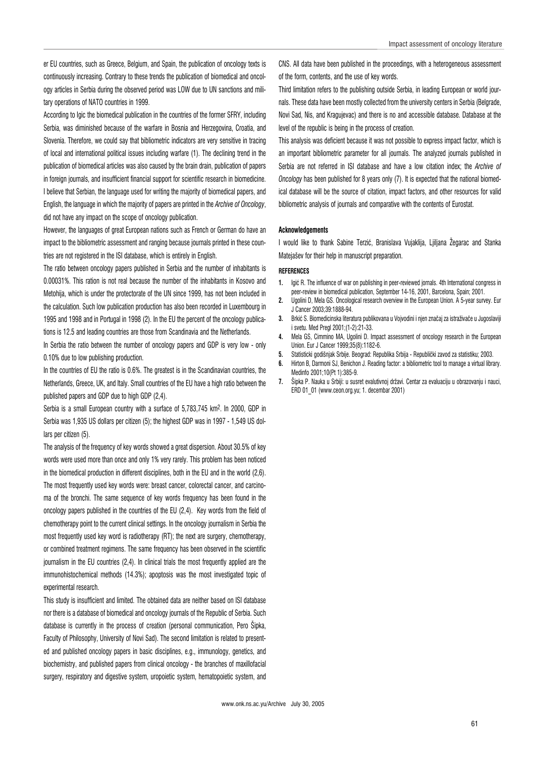er EU countries, such as Greece, Belgium, and Spain, the publication of oncology texts is continuously increasing. Contrary to these trends the publication of biomedical and oncology articles in Serbia during the observed period was LOW due to UN sanctions and military operations of NATO countries in 1999.

According to Igic the biomedical publication in the countries of the former SFRY, including Serbia, was diminished because of the warfare in Bosnia and Herzegovina, Croatia, and Slovenia. Therefore, we could say that bibliometric indicators are very sensitive in tracing of local and international political issues including warfare (1). The declining trend in the publication of biomedical articles was also caused by the brain drain, publication of papers in foreign journals, and insufficient financial support for scientific research in biomedicine. I believe that Serbian, the language used for writing the majority of biomedical papers, and English, the language in which the majority of papers are printed in the *Archive of Oncology*, did not have any impact on the scope of oncology publication.

However, the languages of great European nations such as French or German do have an impact to the bibliometric assessment and ranging because journals printed in these countries are not registered in the ISI database, which is entirely in English.

The ratio between oncology papers published in Serbia and the number of inhabitants is 0.00031%. This ration is not real because the number of the inhabitants in Kosovo and Metohija, which is under the protectorate of the UN since 1999, has not been included in the calculation. Such low publication production has also been recorded in Luxembourg in 1995 and 1998 and in Portugal in 1998 (2). In the EU the percent of the oncology publications is 12.5 and leading countries are those from Scandinavia and the Netherlands.

In Serbia the ratio between the number of oncology papers and GDP is very low - only 0.10% due to low publishing production.

In the countries of EU the ratio is 0.6%. The greatest is in the Scandinavian countries, the Netherlands, Greece, UK, and Italy. Small countries of the EU have a high ratio between the published papers and GDP due to high GDP (2,4).

Serbia is a small European country with a surface of 5,783,745 km$^2$. In 2000, GDP in Serbia was 1,935 US dollars per citizen (5); the highest GDP was in 1997 - 1,549 US dollars per citizen (5).

The analysis of the frequency of key words showed a great dispersion. About 30.5% of key words were used more than once and only 1% very rarely. This problem has been noticed in the biomedical production in different disciplines, both in the EU and in the world (2,6). The most frequently used key words were: breast cancer, colorectal cancer, and carcinoma of the bronchi. The same sequence of key words frequency has been found in the oncology papers published in the countries of the EU (2,4). Key words from the field of chemotherapy point to the current clinical settings. In the oncology journalism in Serbia the most frequently used key word is radiotherapy (RT); the next are surgery, chemotherapy, or combined treatment regimens. The same frequency has been observed in the scientific journalism in the EU countries (2,4). In clinical trials the most frequently applied are the immunohistochemical methods (14.3%); apoptosis was the most investigated topic of experimental research.

This study is insufficient and limited. The obtained data are neither based on ISI database nor there is a database of biomedical and oncology journals of the Republic of Serbia. Such database is currently in the process of creation (personal communication, Pero Šipka, Faculty of Philosophy, University of Novi Sad). The second limitation is related to presented and published oncology papers in basic disciplines, e.g., immunology, genetics, and biochemistry, and published papers from clinical oncology - the branches of maxillofacial surgery, respiratory and digestive system, uropoietic system, hematopoietic system, and CNS. All data have been published in the proceedings, with a heterogeneous assessment of the form, contents, and the use of key words.

Third limitation refers to the publishing outside Serbia, in leading European or world journals. These data have been mostly collected from the university centers in Serbia (Belgrade, Novi Sad, Nis, and Kragujevac) and there is no and accessible database. Database at the level of the republic is being in the process of creation.

This analysis was deficient because it was not possible to express impact factor, which is an important bibliometric parameter for all journals. The analyzed journals published in Serbia are not referred in ISI database and have a low citation index; the *Archive of Oncology* has been published for 8 years only (7). It is expected that the national biomedical database will be the source of citation, impact factors, and other resources for valid bibliometric analysis of journals and comparative with the contents of Eurostat.

#### Acknowledgements

I would like to thank Sabine Terzić, Branislava Vujaklija, Ljiljana Žegarac and Stanka Matejašev for their help in manuscript preparation.

#### REFERENCES

1. Igić R. The influence of war on publishing in peer-reviewed jornals. 4th International congress in peer-review in biomedical publication, September 14-16, 2001, Barcelona, Spain; 2001.
2. Ugolini D, Mela GS. Oncological research overview in the European Union. A 5-year survey. Eur J Cancer 2003;39:1888-94.
3. Brkić S. Biomedicinska literatura publikovana u Vojvodini i njen značaj za istraživače u Jugoslaviji i svetu. Med Pregl 2001;(1-2):21-33.
4. Mela GS, Cimmino MA, Ugolini D. Impact assessment of oncology research in the European Union. Eur J Cancer 1999;35(8):1182-6.
5. Statisticki godišnjak Srbije. Beograd: Republika Srbija - Republički zavod za statistiku; 2003.
6. Hirton B, Darmoni SJ, Benichon J. Reading factor: a bibliometric tool to manage a virtual library. Medinfo 2001;10(Pt 1):385-9.
7. Šipka P. Nauka u Srbiji: u susret evalutivnoj državi. Centar za evaluaciju u obrazovanju i nauci, ERD 01_01 (www.ceon.org.yu; 1. decembar 2001)